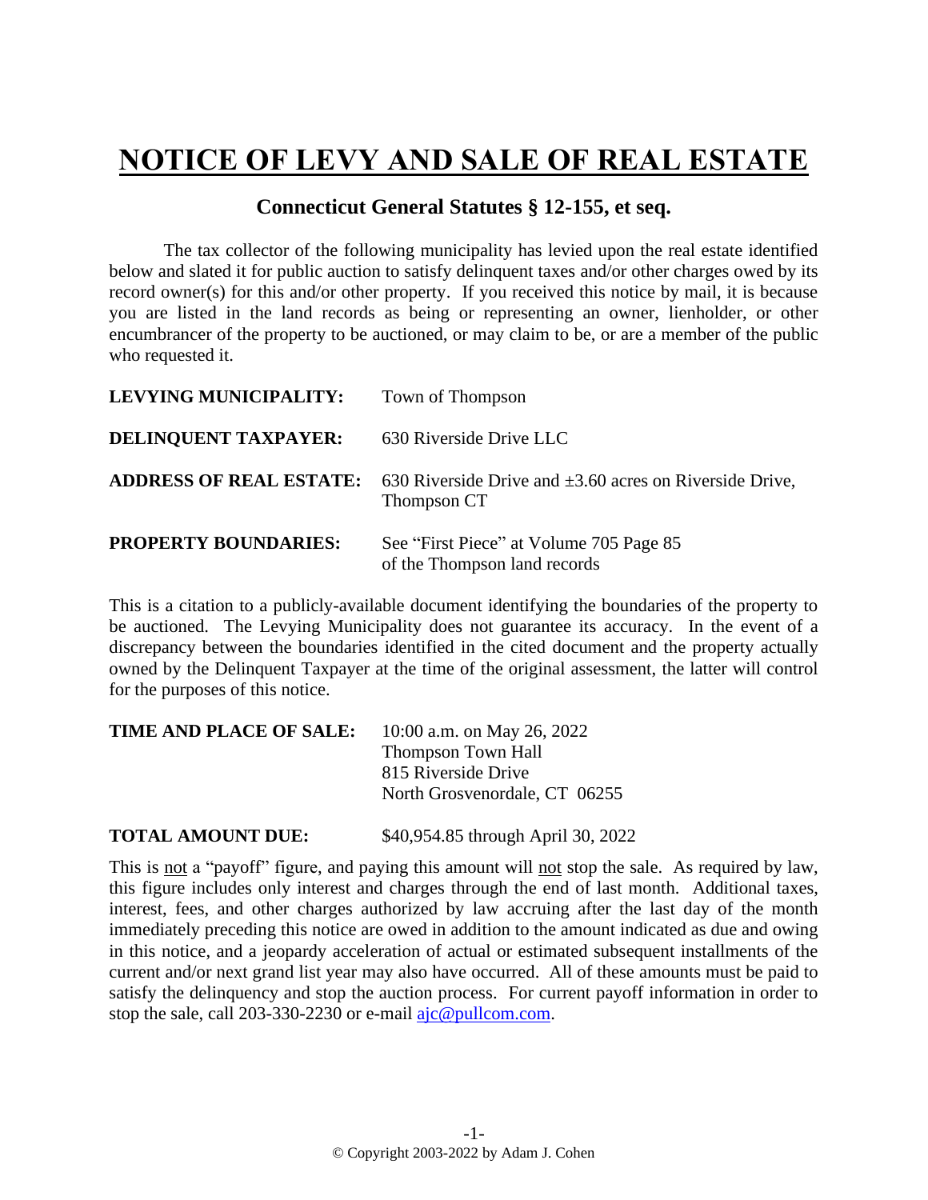# NOTICE OF LEVY AND SALE OF REAL ESTATE

## Connecticut General Statutes § 12-155, et seq.

The tax collector of the following municipality has levied upon the real estate identified below and slated it for public auction to satisfy delinquent taxes and/or other charges owed by its record owner(s) for this and/or other property. If you received this notice by mail, it is because you are listed in the land records as being or representing an owner, lienholder, or other encumbrancer of the property to be auctioned, or may claim to be, or are a member of the public who requested it.

**LEVYING MUNICIPALITY:** Town of Thompson

**DELINQUENT TAXPAYER:** 630 Riverside Drive LLC

**ADDRESS OF REAL ESTATE:** 630 Riverside Drive and ±3.60 acres on Riverside Drive, Thompson CT

**PROPERTY BOUNDARIES:** See "First Piece" at Volume 705 Page 85 of the Thompson land records

This is a citation to a publicly-available document identifying the boundaries of the property to be auctioned. The Levying Municipality does not guarantee its accuracy. In the event of a discrepancy between the boundaries identified in the cited document and the property actually owned by the Delinquent Taxpayer at the time of the original assessment, the latter will control for the purposes of this notice.

**TIME AND PLACE OF SALE:** 10:00 a.m. on May 26, 2022
Thompson Town Hall
815 Riverside Drive
North Grosvenordale, CT 06255

**TOTAL AMOUNT DUE:** $40,954.85 through April 30, 2022

This is not a "payoff" figure, and paying this amount will not stop the sale. As required by law, this figure includes only interest and charges through the end of last month. Additional taxes, interest, fees, and other charges authorized by law accruing after the last day of the month immediately preceding this notice are owed in addition to the amount indicated as due and owing in this notice, and a jeopardy acceleration of actual or estimated subsequent installments of the current and/or next grand list year may also have occurred. All of these amounts must be paid to satisfy the delinquency and stop the auction process. For current payoff information in order to stop the sale, call 203-330-2230 or e-mail ajc@pullcom.com.

© Copyright 2003-2022 by Adam J. Cohen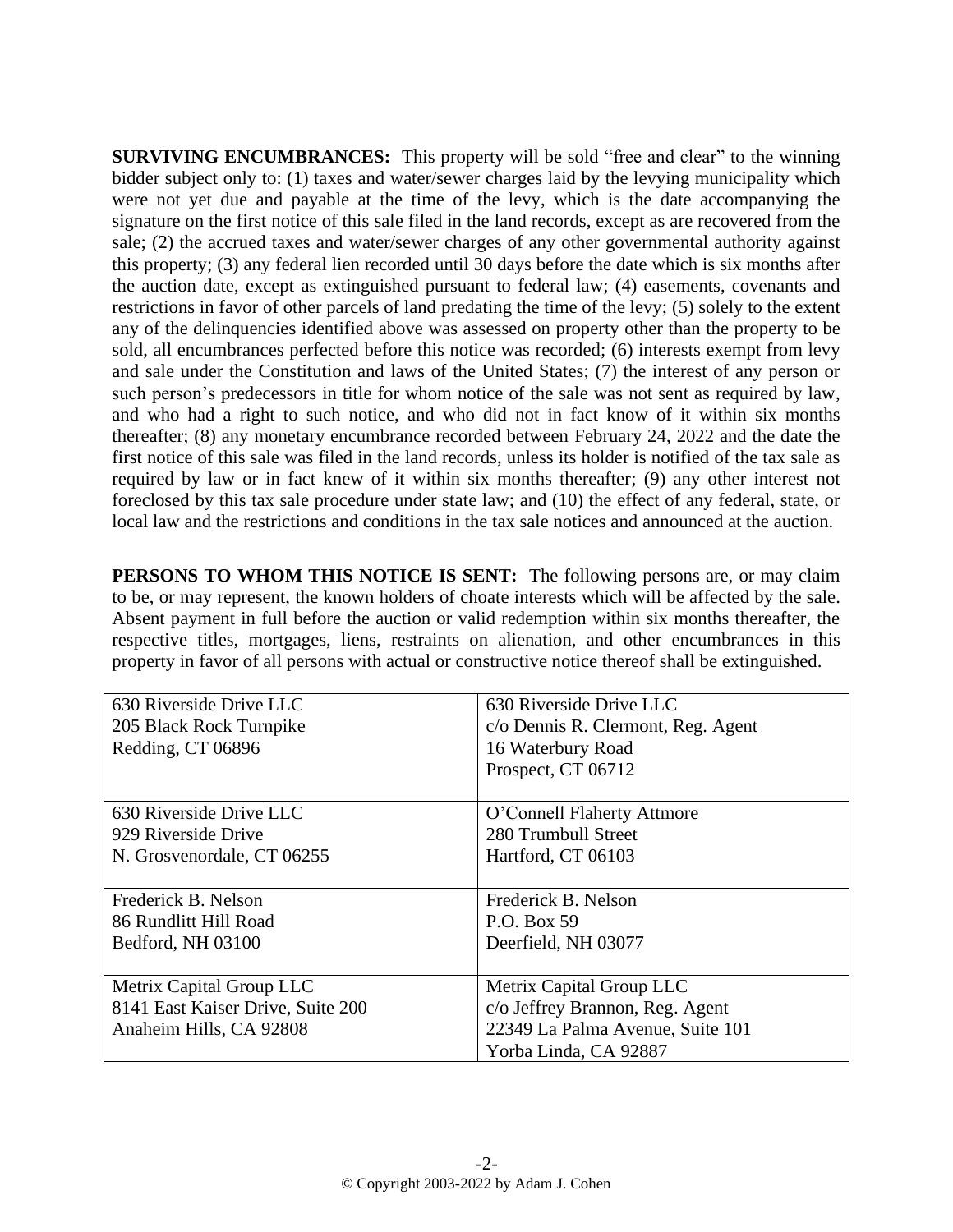**SURVIVING ENCUMBRANCES:** This property will be sold "free and clear" to the winning bidder subject only to: (1) taxes and water/sewer charges laid by the levying municipality which were not yet due and payable at the time of the levy, which is the date accompanying the signature on the first notice of this sale filed in the land records, except as are recovered from the sale; (2) the accrued taxes and water/sewer charges of any other governmental authority against this property; (3) any federal lien recorded until 30 days before the date which is six months after the auction date, except as extinguished pursuant to federal law; (4) easements, covenants and restrictions in favor of other parcels of land predating the time of the levy; (5) solely to the extent any of the delinquencies identified above was assessed on property other than the property to be sold, all encumbrances perfected before this notice was recorded; (6) interests exempt from levy and sale under the Constitution and laws of the United States; (7) the interest of any person or such person's predecessors in title for whom notice of the sale was not sent as required by law, and who had a right to such notice, and who did not in fact know of it within six months thereafter; (8) any monetary encumbrance recorded between February 24, 2022 and the date the first notice of this sale was filed in the land records, unless its holder is notified of the tax sale as required by law or in fact knew of it within six months thereafter; (9) any other interest not foreclosed by this tax sale procedure under state law; and (10) the effect of any federal, state, or local law and the restrictions and conditions in the tax sale notices and announced at the auction.

**PERSONS TO WHOM THIS NOTICE IS SENT:** The following persons are, or may claim to be, or may represent, the known holders of choate interests which will be affected by the sale. Absent payment in full before the auction or valid redemption within six months thereafter, the respective titles, mortgages, liens, restraints on alienation, and other encumbrances in this property in favor of all persons with actual or constructive notice thereof shall be extinguished.

| | |
|---|---|
| 630 Riverside Drive LLC<br>205 Black Rock Turnpike<br>Redding, CT 06896 | 630 Riverside Drive LLC<br>c/o Dennis R. Clermont, Reg. Agent<br>16 Waterbury Road<br>Prospect, CT 06712 |
| 630 Riverside Drive LLC<br>929 Riverside Drive<br>N. Grosvenordale, CT 06255 | O'Connell Flaherty Attmore<br>280 Trumbull Street<br>Hartford, CT 06103 |
| Frederick B. Nelson<br>86 Rundlitt Hill Road<br>Bedford, NH 03100 | Frederick B. Nelson<br>P.O. Box 59<br>Deerfield, NH 03077 |
| Metrix Capital Group LLC<br>8141 East Kaiser Drive, Suite 200<br>Anaheim Hills, CA 92808 | Metrix Capital Group LLC<br>c/o Jeffrey Brannon, Reg. Agent<br>22349 La Palma Avenue, Suite 101<br>Yorba Linda, CA 92887 |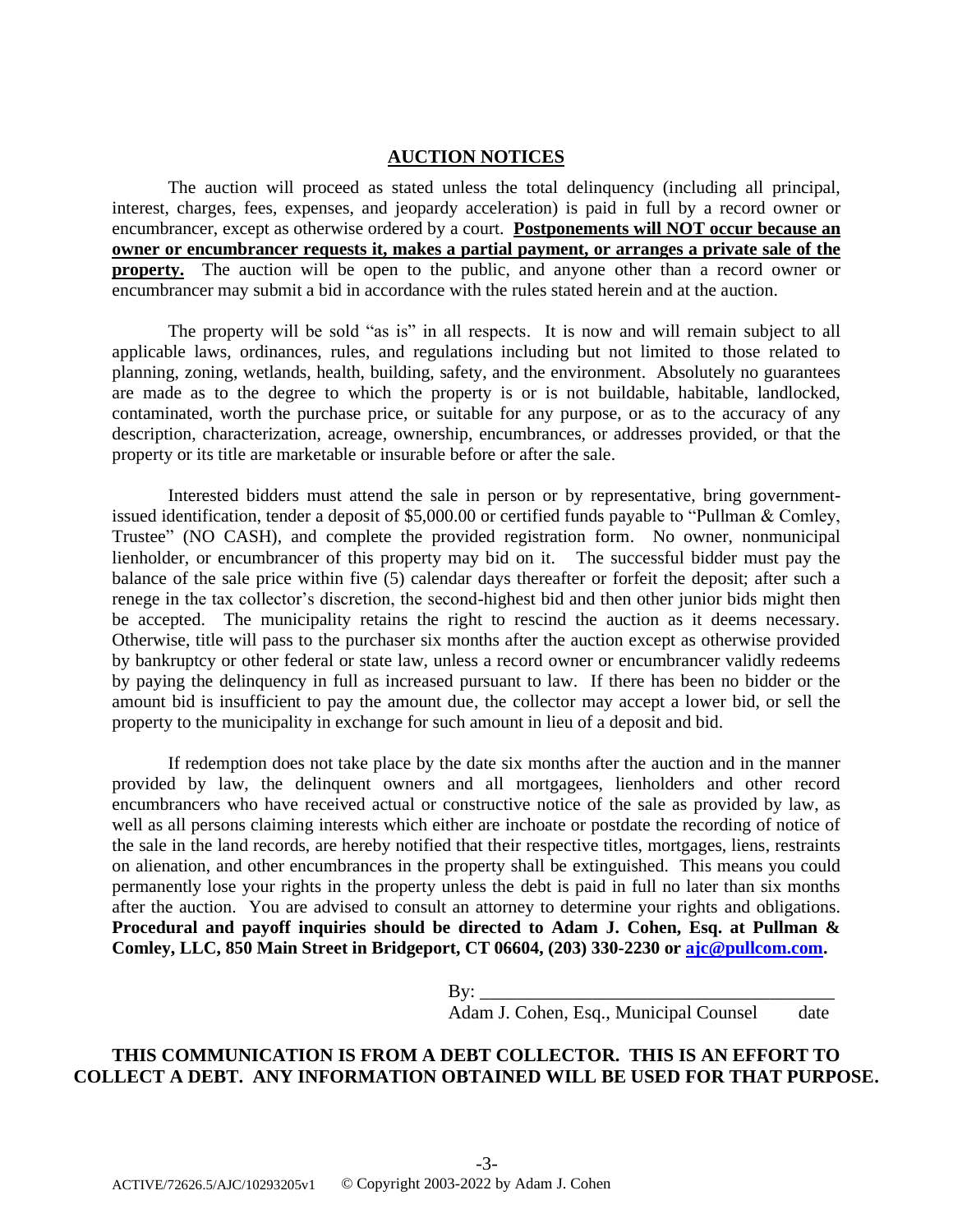## AUCTION NOTICES

The auction will proceed as stated unless the total delinquency (including all principal, interest, charges, fees, expenses, and jeopardy acceleration) is paid in full by a record owner or encumbrancer, except as otherwise ordered by a court. **Postponements will NOT occur because an owner or encumbrancer requests it, makes a partial payment, or arranges a private sale of the property.** The auction will be open to the public, and anyone other than a record owner or encumbrancer may submit a bid in accordance with the rules stated herein and at the auction.

The property will be sold "as is" in all respects. It is now and will remain subject to all applicable laws, ordinances, rules, and regulations including but not limited to those related to planning, zoning, wetlands, health, building, safety, and the environment. Absolutely no guarantees are made as to the degree to which the property is or is not buildable, habitable, landlocked, contaminated, worth the purchase price, or suitable for any purpose, or as to the accuracy of any description, characterization, acreage, ownership, encumbrances, or addresses provided, or that the property or its title are marketable or insurable before or after the sale.

Interested bidders must attend the sale in person or by representative, bring government-issued identification, tender a deposit of $5,000.00 or certified funds payable to "Pullman & Comley, Trustee" (NO CASH), and complete the provided registration form. No owner, nonmunicipal lienholder, or encumbrancer of this property may bid on it. The successful bidder must pay the balance of the sale price within five (5) calendar days thereafter or forfeit the deposit; after such a renege in the tax collector's discretion, the second-highest bid and then other junior bids might then be accepted. The municipality retains the right to rescind the auction as it deems necessary. Otherwise, title will pass to the purchaser six months after the auction except as otherwise provided by bankruptcy or other federal or state law, unless a record owner or encumbrancer validly redeems by paying the delinquency in full as increased pursuant to law. If there has been no bidder or the amount bid is insufficient to pay the amount due, the collector may accept a lower bid, or sell the property to the municipality in exchange for such amount in lieu of a deposit and bid.

If redemption does not take place by the date six months after the auction and in the manner provided by law, the delinquent owners and all mortgagees, lienholders and other record encumbrancers who have received actual or constructive notice of the sale as provided by law, as well as all persons claiming interests which either are inchoate or postdate the recording of notice of the sale in the land records, are hereby notified that their respective titles, mortgages, liens, restraints on alienation, and other encumbrances in the property shall be extinguished. This means you could permanently lose your rights in the property unless the debt is paid in full no later than six months after the auction. You are advised to consult an attorney to determine your rights and obligations. **Procedural and payoff inquiries should be directed to Adam J. Cohen, Esq. at Pullman & Comley, LLC, 850 Main Street in Bridgeport, CT 06604, (203) 330-2230 or ajc@pullcom.com.**

By: ____________________________________

Adam J. Cohen, Esq., Municipal Counsel date

**THIS COMMUNICATION IS FROM A DEBT COLLECTOR. THIS IS AN EFFORT TO COLLECT A DEBT. ANY INFORMATION OBTAINED WILL BE USED FOR THAT PURPOSE.**

ACTIVE/72626.5/AJC/10293205v1 © Copyright 2003-2022 by Adam J. Cohen